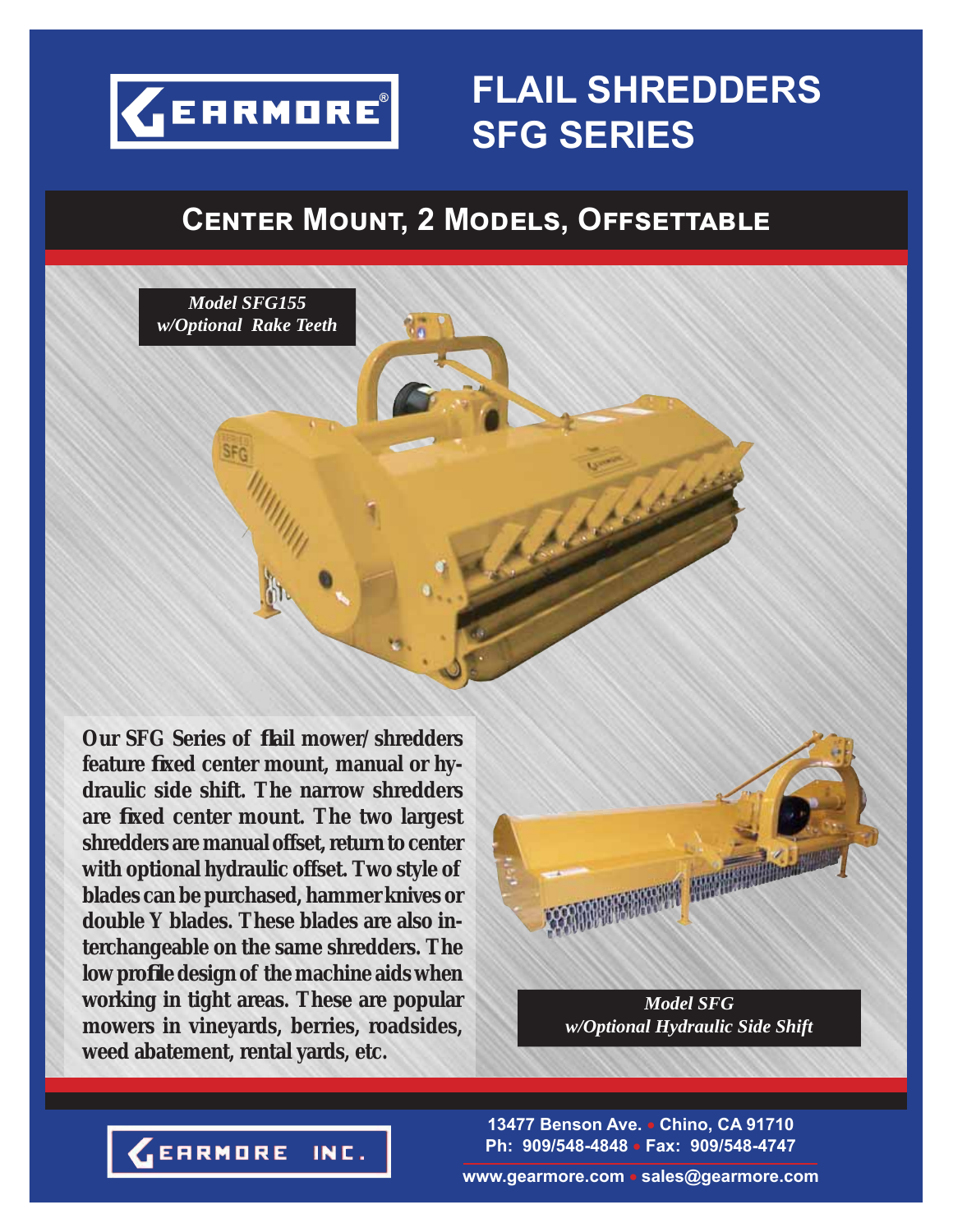# FLAIL SHREDDERS SFG SERIES

## Center Mount, 2 Models, Offsettable

*Model SFG155 w/Optional Rake Teeth*

**Our SFG Series of flail mower/ shredders feature fixed center mount, manual or hydraulic side shift. The narrow shredders are fixed center mount. The two largest shredders are manual offset, return to center with optional hydraulic offset. Two style of blades can be purchased, hammer knives or double Y blades. These blades are also interchangeable on the same shredders. The low profile design of the machine aids when working in tight areas. These are popular mowers in vineyards, berries, roadsides, weed abatement, rental yards, etc.**

*Model SFG w/Optional Hydraulic Side Shift*

GEARMORE INC.

13477 Benson Ave. • Chino, CA 91710
Ph: 909/548-4848 • Fax: 909/548-4747
www.gearmore.com • sales@gearmore.com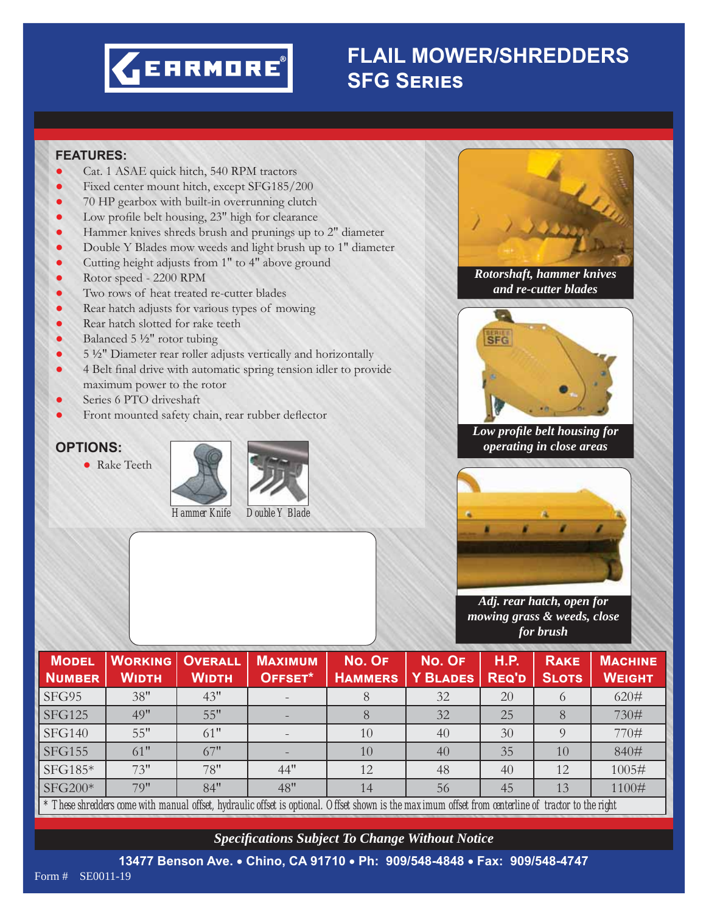# FLAIL MOWER/SHREDDERS
## SFG SERIES

### FEATURES:

- Cat. 1 ASAE quick hitch, 540 RPM tractors
- Fixed center mount hitch, except SFG185/200
- 70 HP gearbox with built-in overrunning clutch
- Low profile belt housing, 23" high for clearance
- Hammer knives shreds brush and prunings up to 2" diameter
- Double Y Blades mow weeds and light brush up to 1" diameter
- Cutting height adjusts from 1" to 4" above ground
- Rotor speed - 2200 RPM
- Two rows of heat treated re-cutter blades
- Rear hatch adjusts for various types of mowing
- Rear hatch slotted for rake teeth
- Balanced 5 ½" rotor tubing
- 5 ½" Diameter rear roller adjusts vertically and horizontally
- 4 Belt final drive with automatic spring tension idler to provide maximum power to the rotor
- Series 6 PTO driveshaft
- Front mounted safety chain, rear rubber deflector

### OPTIONS:

- Rake Teeth

Hammer Knife

Double Y Blade

*Rotorshaft, hammer knives and re-cutter blades*

*Low profile belt housing for operating in close areas*

*Adj. rear hatch, open for mowing grass & weeds, close for brush*

| Model Number | Working Width | Overall Width | Maximum Offset* | No. Of Hammers | No. Of Y Blades | H.P. Req'd | Rake Slots | Machine Weight |
|---|---|---|---|---|---|---|---|---|
| SFG95 | 38" | 43" | - | 8 | 32 | 20 | 6 | 620# |
| SFG125 | 49" | 55" | - | 8 | 32 | 25 | 8 | 730# |
| SFG140 | 55" | 61" | - | 10 | 40 | 30 | 9 | 770# |
| SFG155 | 61" | 67" | - | 10 | 40 | 35 | 10 | 840# |
| SFG185* | 73" | 78" | 44" | 12 | 48 | 40 | 12 | 1005# |
| SFG200* | 79" | 84" | 48" | 14 | 56 | 45 | 13 | 1100# |

* These shredders come with manual offset, hydraulic offset is optional. Offset shown is the maximum offset from centerline of tractor to the right

*Specifications Subject To Change Without Notice*

**13477 Benson Ave. • Chino, CA 91710 • Ph: 909/548-4848 • Fax: 909/548-4747**

Form # SE0011-19